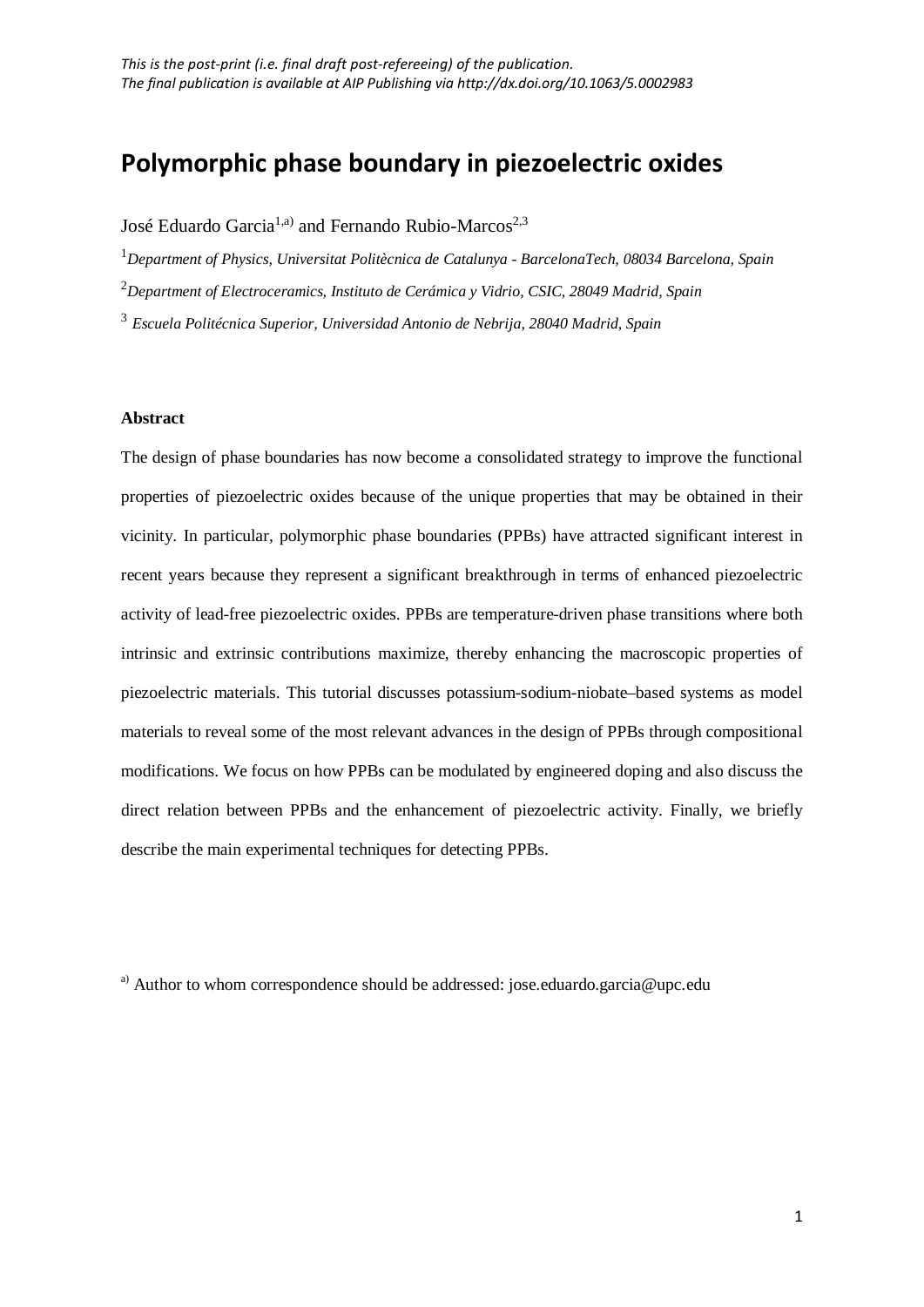*This is the post-print (i.e. final draft post-refereeing) of the publication.*
*The final publication is available at AIP Publishing via http://dx.doi.org/10.1063/5.0002983*

# Polymorphic phase boundary in piezoelectric oxides

José Eduardo Garcia[1,a)] and Fernando Rubio-Marcos[2,3]

[1]*Department of Physics, Universitat Politècnica de Catalunya - BarcelonaTech, 08034 Barcelona, Spain*

[2]*Department of Electroceramics, Instituto de Cerámica y Vidrio, CSIC, 28049 Madrid, Spain*

[3] *Escuela Politécnica Superior, Universidad Antonio de Nebrija, 28040 Madrid, Spain*

**Abstract**

The design of phase boundaries has now become a consolidated strategy to improve the functional properties of piezoelectric oxides because of the unique properties that may be obtained in their vicinity. In particular, polymorphic phase boundaries (PPBs) have attracted significant interest in recent years because they represent a significant breakthrough in terms of enhanced piezoelectric activity of lead-free piezoelectric oxides. PPBs are temperature-driven phase transitions where both intrinsic and extrinsic contributions maximize, thereby enhancing the macroscopic properties of piezoelectric materials. This tutorial discusses potassium-sodium-niobate–based systems as model materials to reveal some of the most relevant advances in the design of PPBs through compositional modifications. We focus on how PPBs can be modulated by engineered doping and also discuss the direct relation between PPBs and the enhancement of piezoelectric activity. Finally, we briefly describe the main experimental techniques for detecting PPBs.

[a)] Author to whom correspondence should be addressed: jose.eduardo.garcia@upc.edu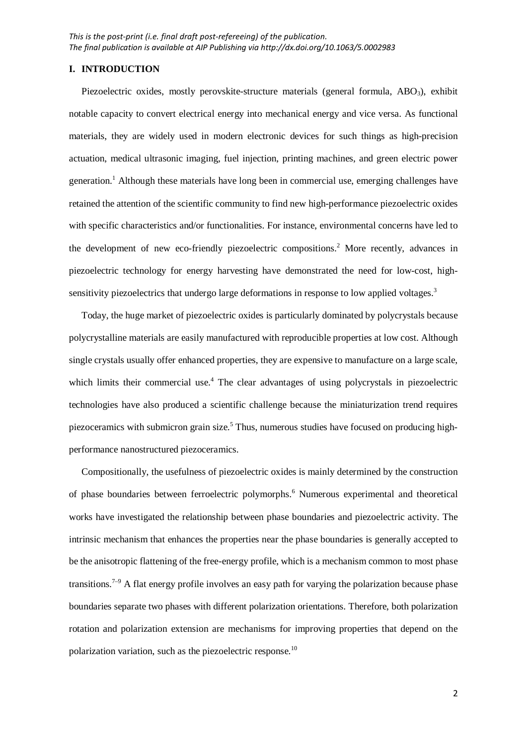## I. INTRODUCTION

Piezoelectric oxides, mostly perovskite-structure materials (general formula, $ABO_3$), exhibit notable capacity to convert electrical energy into mechanical energy and vice versa. As functional materials, they are widely used in modern electronic devices for such things as high-precision actuation, medical ultrasonic imaging, fuel injection, printing machines, and green electric power generation.[1] Although these materials have long been in commercial use, emerging challenges have retained the attention of the scientific community to find new high-performance piezoelectric oxides with specific characteristics and/or functionalities. For instance, environmental concerns have led to the development of new eco-friendly piezoelectric compositions.[2] More recently, advances in piezoelectric technology for energy harvesting have demonstrated the need for low-cost, high-sensitivity piezoelectrics that undergo large deformations in response to low applied voltages.[3]

Today, the huge market of piezoelectric oxides is particularly dominated by polycrystals because polycrystalline materials are easily manufactured with reproducible properties at low cost. Although single crystals usually offer enhanced properties, they are expensive to manufacture on a large scale, which limits their commercial use.[4] The clear advantages of using polycrystals in piezoelectric technologies have also produced a scientific challenge because the miniaturization trend requires piezoceramics with submicron grain size.[5] Thus, numerous studies have focused on producing high-performance nanostructured piezoceramics.

Compositionally, the usefulness of piezoelectric oxides is mainly determined by the construction of phase boundaries between ferroelectric polymorphs.[6] Numerous experimental and theoretical works have investigated the relationship between phase boundaries and piezoelectric activity. The intrinsic mechanism that enhances the properties near the phase boundaries is generally accepted to be the anisotropic flattening of the free-energy profile, which is a mechanism common to most phase transitions.[7–9] A flat energy profile involves an easy path for varying the polarization because phase boundaries separate two phases with different polarization orientations. Therefore, both polarization rotation and polarization extension are mechanisms for improving properties that depend on the polarization variation, such as the piezoelectric response.[10]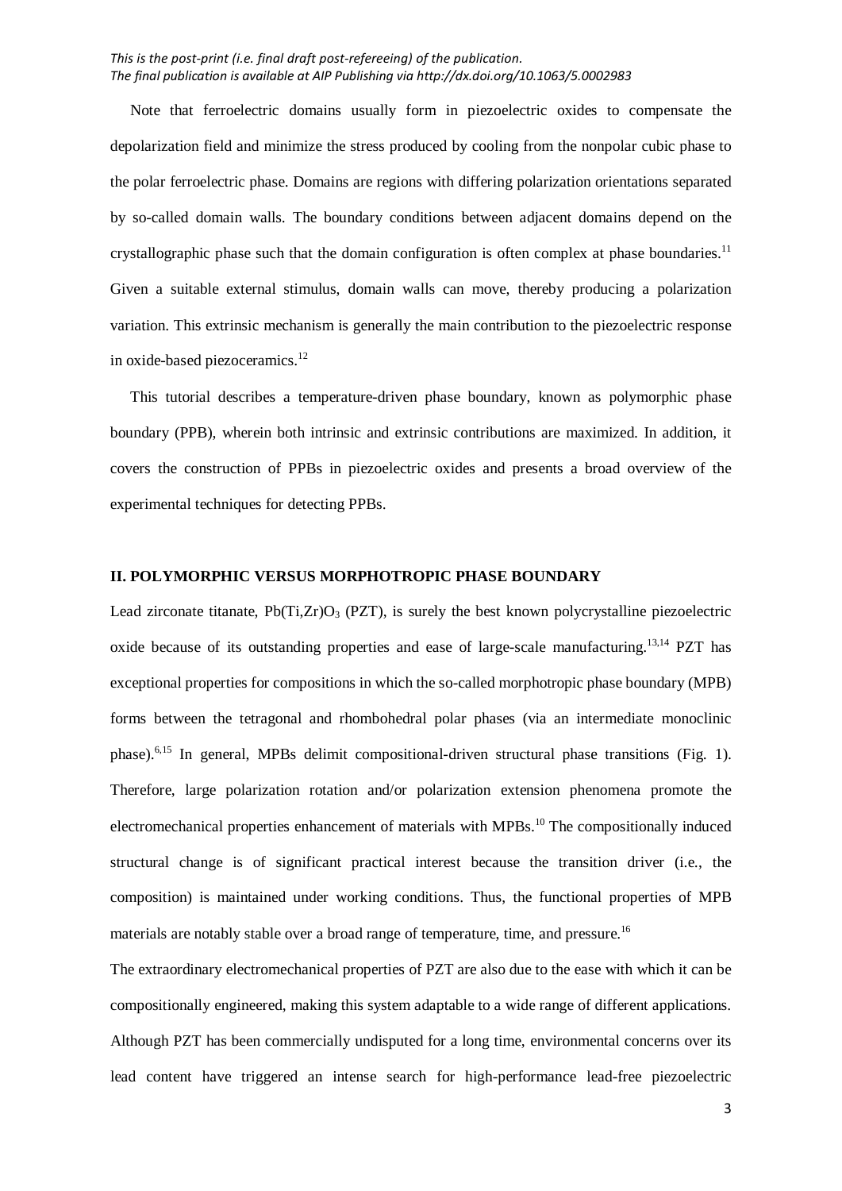Note that ferroelectric domains usually form in piezoelectric oxides to compensate the depolarization field and minimize the stress produced by cooling from the nonpolar cubic phase to the polar ferroelectric phase. Domains are regions with differing polarization orientations separated by so-called domain walls. The boundary conditions between adjacent domains depend on the crystallographic phase such that the domain configuration is often complex at phase boundaries.[11] Given a suitable external stimulus, domain walls can move, thereby producing a polarization variation. This extrinsic mechanism is generally the main contribution to the piezoelectric response in oxide-based piezoceramics.[12]

This tutorial describes a temperature-driven phase boundary, known as polymorphic phase boundary (PPB), wherein both intrinsic and extrinsic contributions are maximized. In addition, it covers the construction of PPBs in piezoelectric oxides and presents a broad overview of the experimental techniques for detecting PPBs.

## II. POLYMORPHIC VERSUS MORPHOTROPIC PHASE BOUNDARY

Lead zirconate titanate, $Pb(Ti,Zr)O_3$ (PZT), is surely the best known polycrystalline piezoelectric oxide because of its outstanding properties and ease of large-scale manufacturing.[13,14] PZT has exceptional properties for compositions in which the so-called morphotropic phase boundary (MPB) forms between the tetragonal and rhombohedral polar phases (via an intermediate monoclinic phase).[6,15] In general, MPBs delimit compositional-driven structural phase transitions (Fig. 1). Therefore, large polarization rotation and/or polarization extension phenomena promote the electromechanical properties enhancement of materials with MPBs.[10] The compositionally induced structural change is of significant practical interest because the transition driver (i.e., the composition) is maintained under working conditions. Thus, the functional properties of MPB materials are notably stable over a broad range of temperature, time, and pressure.[16]

The extraordinary electromechanical properties of PZT are also due to the ease with which it can be compositionally engineered, making this system adaptable to a wide range of different applications. Although PZT has been commercially undisputed for a long time, environmental concerns over its lead content have triggered an intense search for high-performance lead-free piezoelectric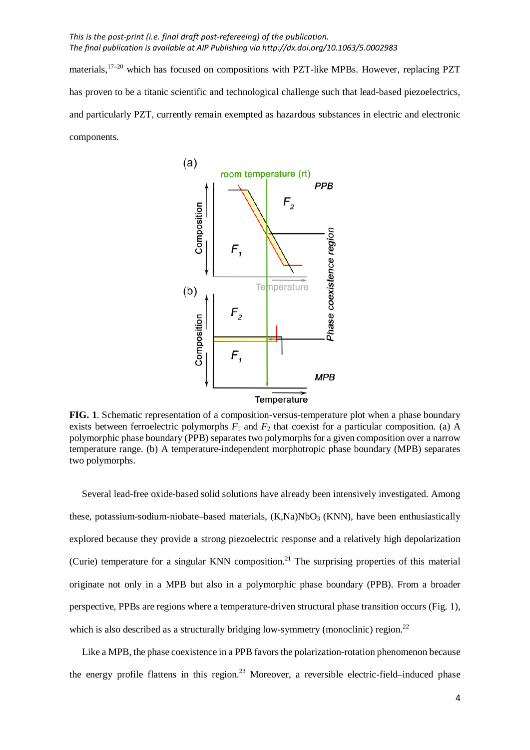materials,[17–20] which has focused on compositions with PZT-like MPBs. However, replacing PZT has proven to be a titanic scientific and technological challenge such that lead-based piezoelectrics, and particularly PZT, currently remain exempted as hazardous substances in electric and electronic components.

**FIG. 1**. Schematic representation of a composition-versus-temperature plot when a phase boundary exists between ferroelectric polymorphs $F_1$ and $F_2$ that coexist for a particular composition. (a) A polymorphic phase boundary (PPB) separates two polymorphs for a given composition over a narrow temperature range. (b) A temperature-independent morphotropic phase boundary (MPB) separates two polymorphs.

Several lead-free oxide-based solid solutions have already been intensively investigated. Among these, potassium-sodium-niobate–based materials, $(K,Na)NbO_3$ (KNN), have been enthusiastically explored because they provide a strong piezoelectric response and a relatively high depolarization (Curie) temperature for a singular KNN composition.[21] The surprising properties of this material originate not only in a MPB but also in a polymorphic phase boundary (PPB). From a broader perspective, PPBs are regions where a temperature-driven structural phase transition occurs (Fig. 1), which is also described as a structurally bridging low-symmetry (monoclinic) region.[22]

Like a MPB, the phase coexistence in a PPB favors the polarization-rotation phenomenon because the energy profile flattens in this region.[23] Moreover, a reversible electric-field–induced phase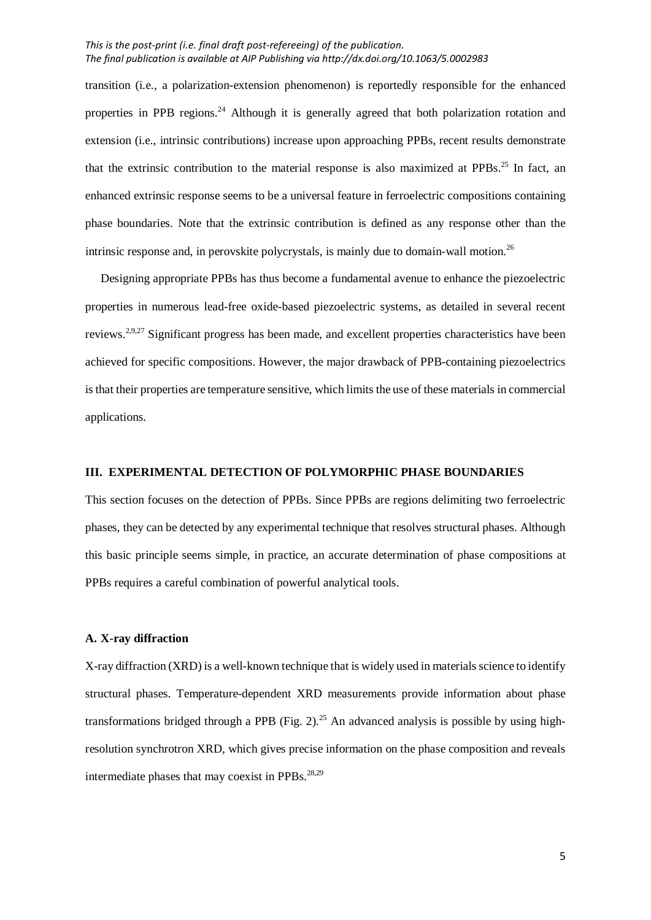transition (i.e., a polarization-extension phenomenon) is reportedly responsible for the enhanced properties in PPB regions.[24] Although it is generally agreed that both polarization rotation and extension (i.e., intrinsic contributions) increase upon approaching PPBs, recent results demonstrate that the extrinsic contribution to the material response is also maximized at PPBs.[25] In fact, an enhanced extrinsic response seems to be a universal feature in ferroelectric compositions containing phase boundaries. Note that the extrinsic contribution is defined as any response other than the intrinsic response and, in perovskite polycrystals, is mainly due to domain-wall motion.[26]

Designing appropriate PPBs has thus become a fundamental avenue to enhance the piezoelectric properties in numerous lead-free oxide-based piezoelectric systems, as detailed in several recent reviews.[2,9,27] Significant progress has been made, and excellent properties characteristics have been achieved for specific compositions. However, the major drawback of PPB-containing piezoelectrics is that their properties are temperature sensitive, which limits the use of these materials in commercial applications.

## III. EXPERIMENTAL DETECTION OF POLYMORPHIC PHASE BOUNDARIES

This section focuses on the detection of PPBs. Since PPBs are regions delimiting two ferroelectric phases, they can be detected by any experimental technique that resolves structural phases. Although this basic principle seems simple, in practice, an accurate determination of phase compositions at PPBs requires a careful combination of powerful analytical tools.

### A. X-ray diffraction

X-ray diffraction (XRD) is a well-known technique that is widely used in materials science to identify structural phases. Temperature-dependent XRD measurements provide information about phase transformations bridged through a PPB (Fig. 2).[25] An advanced analysis is possible by using high-resolution synchrotron XRD, which gives precise information on the phase composition and reveals intermediate phases that may coexist in PPBs.[28,29]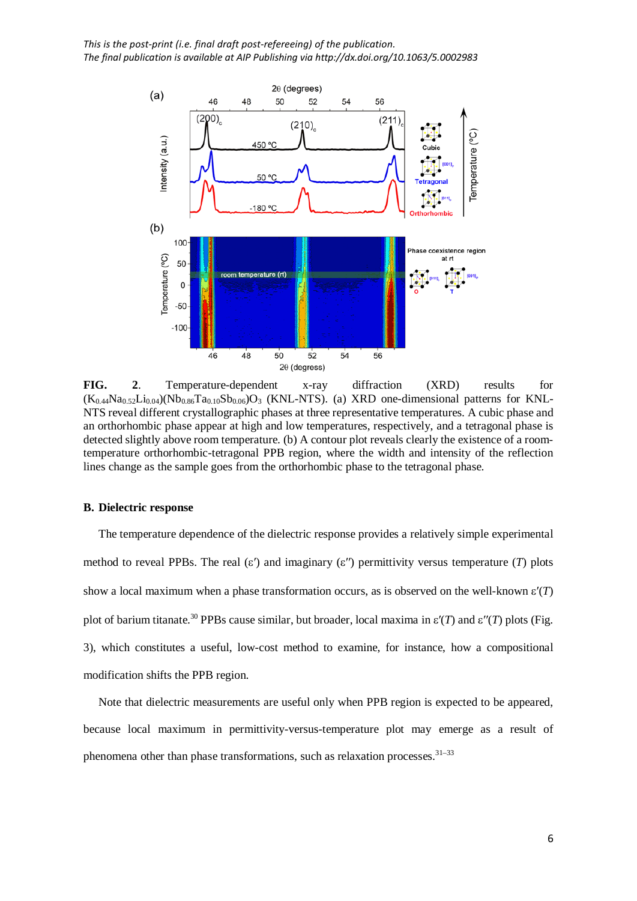**FIG. 2**. Temperature-dependent x-ray diffraction (XRD) results for $(K_{0.44}Na_{0.52}Li_{0.04})(Nb_{0.86}Ta_{0.10}Sb_{0.06})O_3$ (KNL-NTS). (a) XRD one-dimensional patterns for KNL-NTS reveal different crystallographic phases at three representative temperatures. A cubic phase and an orthorhombic phase appear at high and low temperatures, respectively, and a tetragonal phase is detected slightly above room temperature. (b) A contour plot reveals clearly the existence of a room-temperature orthorhombic-tetragonal PPB region, where the width and intensity of the reflection lines change as the sample goes from the orthorhombic phase to the tetragonal phase.

### B. Dielectric response

The temperature dependence of the dielectric response provides a relatively simple experimental method to reveal PPBs. The real ($\varepsilon'$) and imaginary ($\varepsilon''$) permittivity versus temperature ($T$) plots show a local maximum when a phase transformation occurs, as is observed on the well-known $\varepsilon'(T)$ plot of barium titanate.[30] PPBs cause similar, but broader, local maxima in $\varepsilon'(T)$ and $\varepsilon''(T)$ plots (Fig. 3), which constitutes a useful, low-cost method to examine, for instance, how a compositional modification shifts the PPB region.

Note that dielectric measurements are useful only when PPB region is expected to be appeared, because local maximum in permittivity-versus-temperature plot may emerge as a result of phenomena other than phase transformations, such as relaxation processes.[31–33]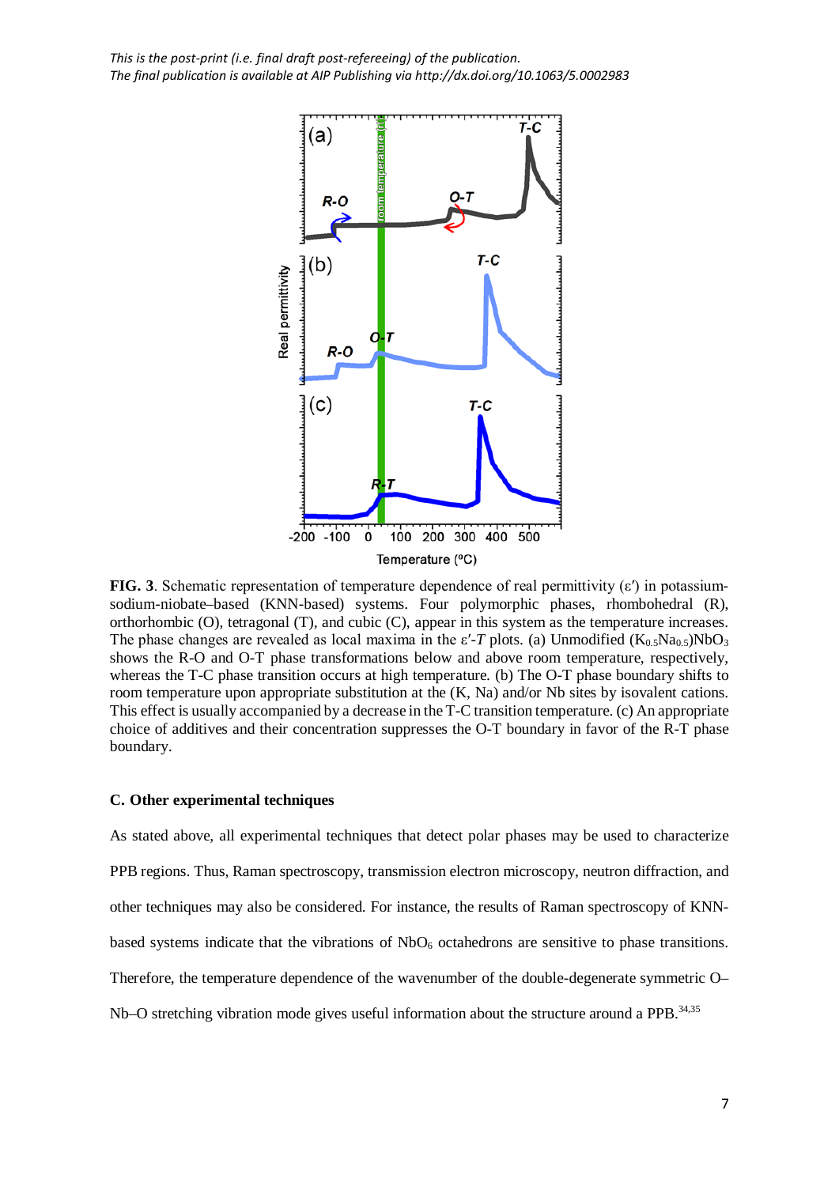This is the post-print (i.e. final draft post-refereeing) of the publication.
The final publication is available at AIP Publishing via http://dx.doi.org/10.1063/5.0002983

**FIG. 3**. Schematic representation of temperature dependence of real permittivity (ε′) in potassium-sodium-niobate–based (KNN-based) systems. Four polymorphic phases, rhombohedral (R), orthorhombic (O), tetragonal (T), and cubic (C), appear in this system as the temperature increases. The phase changes are revealed as local maxima in the ε′-*T* plots. (a) Unmodified $(K_{0.5}Na_{0.5})NbO_3$ shows the R-O and O-T phase transformations below and above room temperature, respectively, whereas the T-C phase transition occurs at high temperature. (b) The O-T phase boundary shifts to room temperature upon appropriate substitution at the (K, Na) and/or Nb sites by isovalent cations. This effect is usually accompanied by a decrease in the T-C transition temperature. (c) An appropriate choice of additives and their concentration suppresses the O-T boundary in favor of the R-T phase boundary.

### C. Other experimental techniques

As stated above, all experimental techniques that detect polar phases may be used to characterize PPB regions. Thus, Raman spectroscopy, transmission electron microscopy, neutron diffraction, and other techniques may also be considered. For instance, the results of Raman spectroscopy of KNN-based systems indicate that the vibrations of $NbO_6$ octahedrons are sensitive to phase transitions. Therefore, the temperature dependence of the wavenumber of the double-degenerate symmetric O–Nb–O stretching vibration mode gives useful information about the structure around a PPB.[34,35]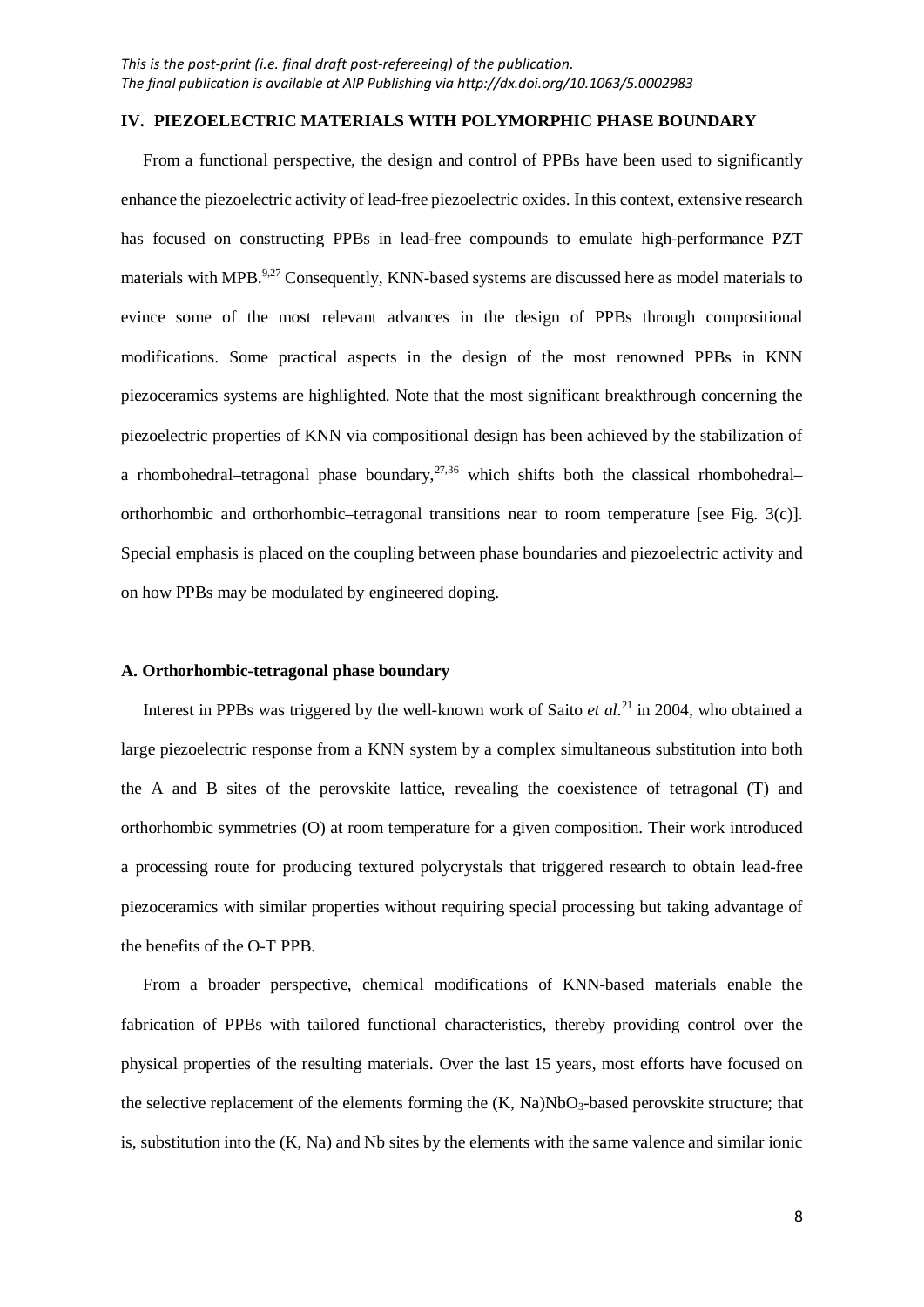## IV. PIEZOELECTRIC MATERIALS WITH POLYMORPHIC PHASE BOUNDARY

From a functional perspective, the design and control of PPBs have been used to significantly enhance the piezoelectric activity of lead-free piezoelectric oxides. In this context, extensive research has focused on constructing PPBs in lead-free compounds to emulate high-performance PZT materials with MPB.[9,27] Consequently, KNN-based systems are discussed here as model materials to evince some of the most relevant advances in the design of PPBs through compositional modifications. Some practical aspects in the design of the most renowned PPBs in KNN piezoceramics systems are highlighted. Note that the most significant breakthrough concerning the piezoelectric properties of KNN via compositional design has been achieved by the stabilization of a rhombohedral–tetragonal phase boundary,[27,36] which shifts both the classical rhombohedral–orthorhombic and orthorhombic–tetragonal transitions near to room temperature [see Fig. 3(c)]. Special emphasis is placed on the coupling between phase boundaries and piezoelectric activity and on how PPBs may be modulated by engineered doping.

### A. Orthorhombic-tetragonal phase boundary

Interest in PPBs was triggered by the well-known work of Saito *et al*.[21] in 2004, who obtained a large piezoelectric response from a KNN system by a complex simultaneous substitution into both the A and B sites of the perovskite lattice, revealing the coexistence of tetragonal (T) and orthorhombic symmetries (O) at room temperature for a given composition. Their work introduced a processing route for producing textured polycrystals that triggered research to obtain lead-free piezoceramics with similar properties without requiring special processing but taking advantage of the benefits of the O-T PPB.

From a broader perspective, chemical modifications of KNN-based materials enable the fabrication of PPBs with tailored functional characteristics, thereby providing control over the physical properties of the resulting materials. Over the last 15 years, most efforts have focused on the selective replacement of the elements forming the (K, Na)$NbO_3$-based perovskite structure; that is, substitution into the (K, Na) and Nb sites by the elements with the same valence and similar ionic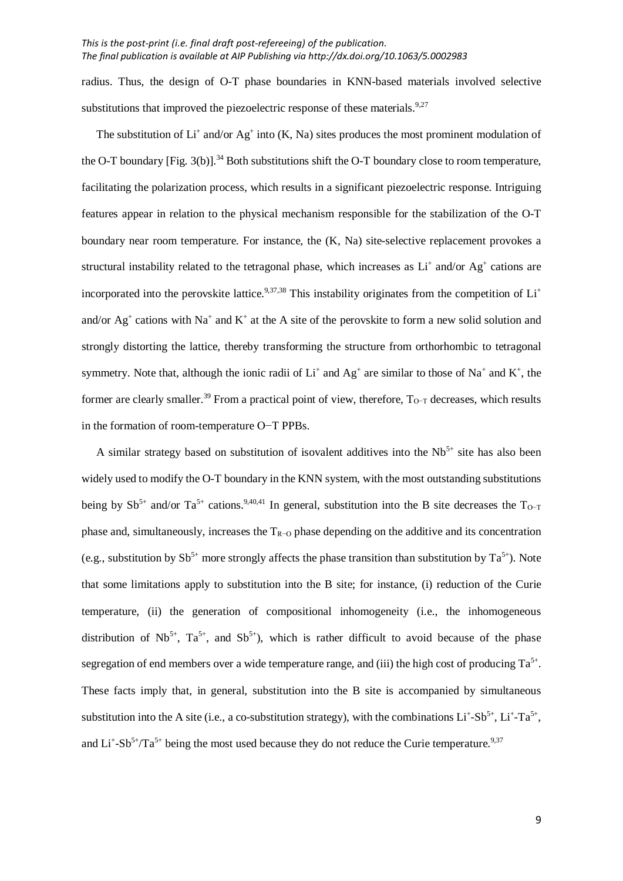radius. Thus, the design of O-T phase boundaries in KNN-based materials involved selective substitutions that improved the piezoelectric response of these materials.[9,27]

The substitution of $Li^+$ and/or $Ag^+$ into (K, Na) sites produces the most prominent modulation of the O-T boundary [Fig. 3(b)].[34] Both substitutions shift the O-T boundary close to room temperature, facilitating the polarization process, which results in a significant piezoelectric response. Intriguing features appear in relation to the physical mechanism responsible for the stabilization of the O-T boundary near room temperature. For instance, the (K, Na) site-selective replacement provokes a structural instability related to the tetragonal phase, which increases as $Li^+$ and/or $Ag^+$ cations are incorporated into the perovskite lattice.[9,37,38] This instability originates from the competition of $Li^+$ and/or $Ag^+$ cations with $Na^+$ and $K^+$ at the A site of the perovskite to form a new solid solution and strongly distorting the lattice, thereby transforming the structure from orthorhombic to tetragonal symmetry. Note that, although the ionic radii of $Li^+$ and $Ag^+$ are similar to those of $Na^+$ and $K^+$, the former are clearly smaller.[39] From a practical point of view, therefore, $T_{O-T}$ decreases, which results in the formation of room-temperature O−T PPBs.

A similar strategy based on substitution of isovalent additives into the $Nb^{5+}$ site has also been widely used to modify the O-T boundary in the KNN system, with the most outstanding substitutions being by $Sb^{5+}$ and/or $Ta^{5+}$ cations.[9,40,41] In general, substitution into the B site decreases the $T_{O-T}$ phase and, simultaneously, increases the $T_{R-O}$ phase depending on the additive and its concentration (e.g., substitution by $Sb^{5+}$ more strongly affects the phase transition than substitution by $Ta^{5+}$). Note that some limitations apply to substitution into the B site; for instance, (i) reduction of the Curie temperature, (ii) the generation of compositional inhomogeneity (i.e., the inhomogeneous distribution of $Nb^{5+}$, $Ta^{5+}$, and $Sb^{5+}$), which is rather difficult to avoid because of the phase segregation of end members over a wide temperature range, and (iii) the high cost of producing $Ta^{5+}$. These facts imply that, in general, substitution into the B site is accompanied by simultaneous substitution into the A site (i.e., a co-substitution strategy), with the combinations $Li^+$-$Sb^{5+}$, $Li^+$-$Ta^{5+}$, and $Li^+$-$Sb^{5+}$/$Ta^{5+}$ being the most used because they do not reduce the Curie temperature.[9,37]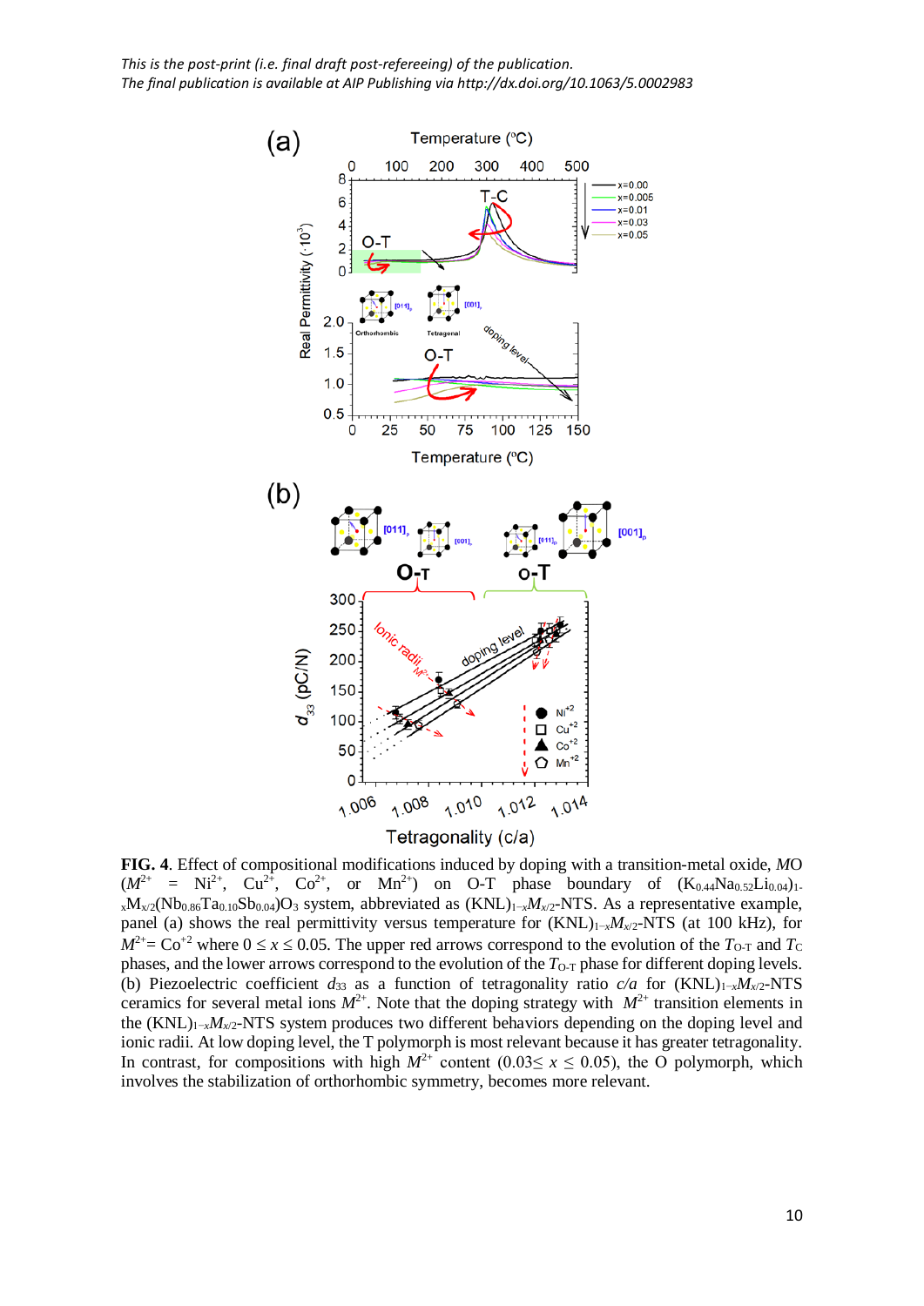**FIG. 4**. Effect of compositional modifications induced by doping with a transition-metal oxide, *M*O ($M^{2+}$ = $Ni^{2+}$, $Cu^{2+}$, $Co^{2+}$, or $Mn^{2+}$) on O-T phase boundary of $(K_{0.44}Na_{0.52}Li_{0.04})_{1-x}M_{x/2}(Nb_{0.86}Ta_{0.10}Sb_{0.04})O_3$ system, abbreviated as $(KNL)_{1-x}M_{x/2}$-NTS. As a representative example, panel (a) shows the real permittivity versus temperature for $(KNL)_{1-x}M_{x/2}$-NTS (at 100 kHz), for $M^{2+}= Co^{+2}$ where $0 \leq x \leq 0.05$. The upper red arrows correspond to the evolution of the $T_{O\text{-}T}$ and $T_C$ phases, and the lower arrows correspond to the evolution of the $T_{O\text{-}T}$ phase for different doping levels. (b) Piezoelectric coefficient $d_{33}$ as a function of tetragonality ratio *c/a* for $(KNL)_{1-x}M_{x/2}$-NTS ceramics for several metal ions $M^{2+}$. Note that the doping strategy with $M^{2+}$ transition elements in the $(KNL)_{1-x}M_{x/2}$-NTS system produces two different behaviors depending on the doping level and ionic radii. At low doping level, the T polymorph is most relevant because it has greater tetragonality. In contrast, for compositions with high $M^{2+}$ content ($0.03 \leq x \leq 0.05$), the O polymorph, which involves the stabilization of orthorhombic symmetry, becomes more relevant.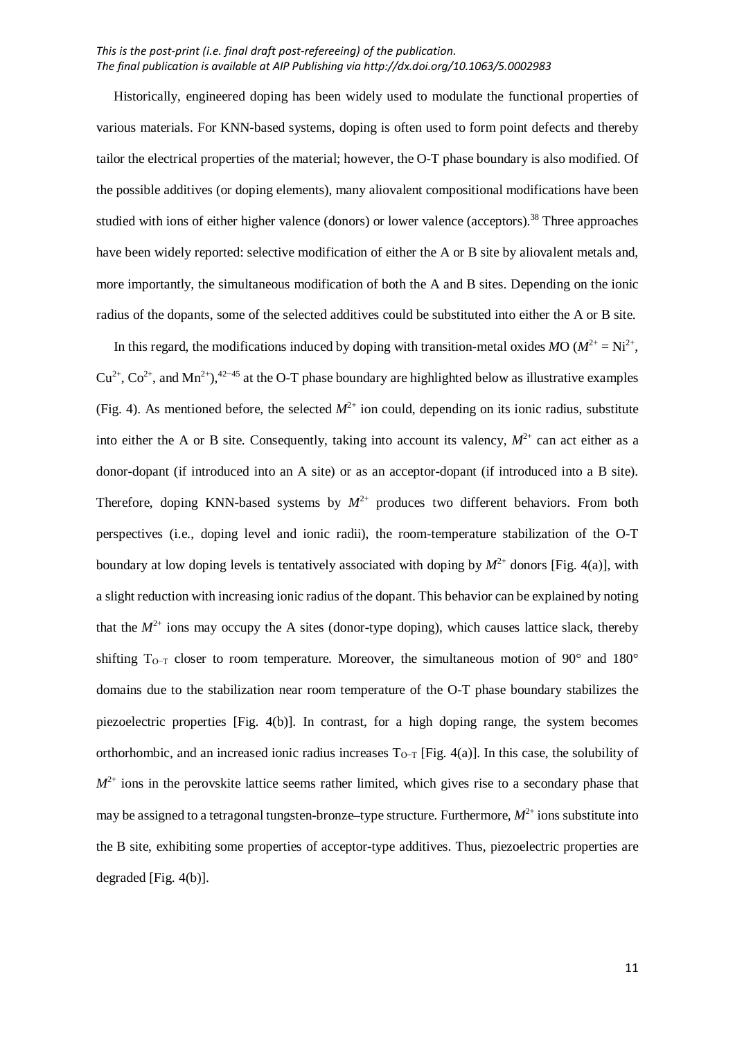Historically, engineered doping has been widely used to modulate the functional properties of various materials. For KNN-based systems, doping is often used to form point defects and thereby tailor the electrical properties of the material; however, the O-T phase boundary is also modified. Of the possible additives (or doping elements), many aliovalent compositional modifications have been studied with ions of either higher valence (donors) or lower valence (acceptors).[38] Three approaches have been widely reported: selective modification of either the A or B site by aliovalent metals and, more importantly, the simultaneous modification of both the A and B sites. Depending on the ionic radius of the dopants, some of the selected additives could be substituted into either the A or B site.

In this regard, the modifications induced by doping with transition-metal oxides *M*O ($M^{2+} = Ni^{2+}$, $Cu^{2+}$, $Co^{2+}$, and $Mn^{2+}$),[42–45] at the O-T phase boundary are highlighted below as illustrative examples (Fig. 4). As mentioned before, the selected $M^{2+}$ ion could, depending on its ionic radius, substitute into either the A or B site. Consequently, taking into account its valency, $M^{2+}$ can act either as a donor-dopant (if introduced into an A site) or as an acceptor-dopant (if introduced into a B site). Therefore, doping KNN-based systems by $M^{2+}$ produces two different behaviors. From both perspectives (i.e., doping level and ionic radii), the room-temperature stabilization of the O-T boundary at low doping levels is tentatively associated with doping by $M^{2+}$ donors [Fig. 4(a)], with a slight reduction with increasing ionic radius of the dopant. This behavior can be explained by noting that the $M^{2+}$ ions may occupy the A sites (donor-type doping), which causes lattice slack, thereby shifting $T_{O-T}$ closer to room temperature. Moreover, the simultaneous motion of 90° and 180° domains due to the stabilization near room temperature of the O-T phase boundary stabilizes the piezoelectric properties [Fig. 4(b)]. In contrast, for a high doping range, the system becomes orthorhombic, and an increased ionic radius increases $T_{O-T}$ [Fig. 4(a)]. In this case, the solubility of $M^{2+}$ ions in the perovskite lattice seems rather limited, which gives rise to a secondary phase that may be assigned to a tetragonal tungsten-bronze–type structure. Furthermore, $M^{2+}$ ions substitute into the B site, exhibiting some properties of acceptor-type additives. Thus, piezoelectric properties are degraded [Fig. 4(b)].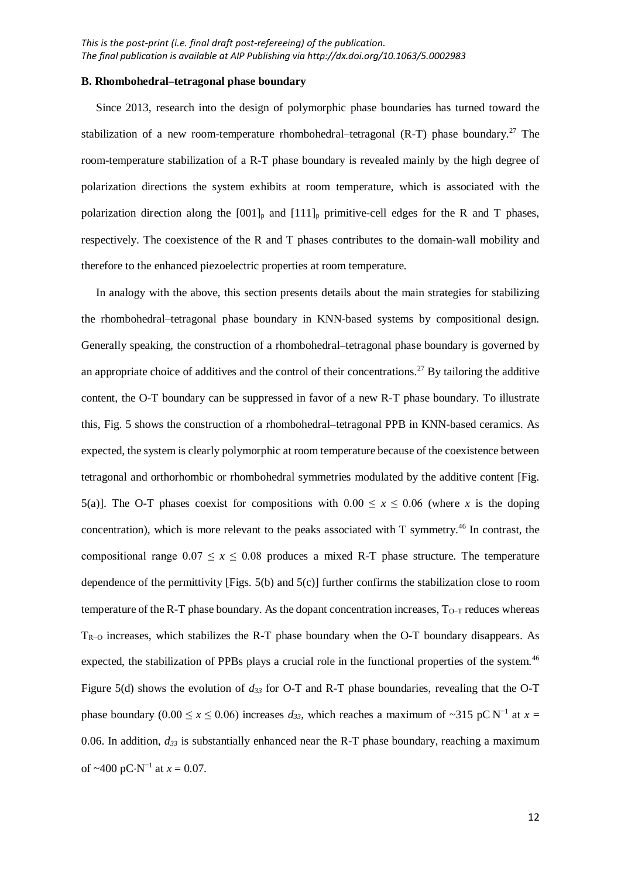### B. Rhombohedral–tetragonal phase boundary

Since 2013, research into the design of polymorphic phase boundaries has turned toward the stabilization of a new room-temperature rhombohedral–tetragonal (R-T) phase boundary.[27] The room-temperature stabilization of a R-T phase boundary is revealed mainly by the high degree of polarization directions the system exhibits at room temperature, which is associated with the polarization direction along the $[001]_p$ and $[111]_p$ primitive-cell edges for the R and T phases, respectively. The coexistence of the R and T phases contributes to the domain-wall mobility and therefore to the enhanced piezoelectric properties at room temperature.

In analogy with the above, this section presents details about the main strategies for stabilizing the rhombohedral–tetragonal phase boundary in KNN-based systems by compositional design. Generally speaking, the construction of a rhombohedral–tetragonal phase boundary is governed by an appropriate choice of additives and the control of their concentrations.[27] By tailoring the additive content, the O-T boundary can be suppressed in favor of a new R-T phase boundary. To illustrate this, Fig. 5 shows the construction of a rhombohedral–tetragonal PPB in KNN-based ceramics. As expected, the system is clearly polymorphic at room temperature because of the coexistence between tetragonal and orthorhombic or rhombohedral symmetries modulated by the additive content [Fig. 5(a)]. The O-T phases coexist for compositions with $0.00 \leq x \leq 0.06$ (where $x$ is the doping concentration), which is more relevant to the peaks associated with T symmetry.[46] In contrast, the compositional range $0.07 \leq x \leq 0.08$ produces a mixed R-T phase structure. The temperature dependence of the permittivity [Figs. 5(b) and 5(c)] further confirms the stabilization close to room temperature of the R-T phase boundary. As the dopant concentration increases, $T_{O\text{–}T}$ reduces whereas $T_{R\text{–}O}$ increases, which stabilizes the R-T phase boundary when the O-T boundary disappears. As expected, the stabilization of PPBs plays a crucial role in the functional properties of the system.[46] Figure 5(d) shows the evolution of $d_{33}$ for O-T and R-T phase boundaries, revealing that the O-T phase boundary ($0.00 \leq x \leq 0.06$) increases $d_{33}$, which reaches a maximum of ~315 pC N$^{-1}$ at $x = 0.06$. In addition, $d_{33}$ is substantially enhanced near the R-T phase boundary, reaching a maximum of ~400 pC·N$^{-1}$ at $x = 0.07$.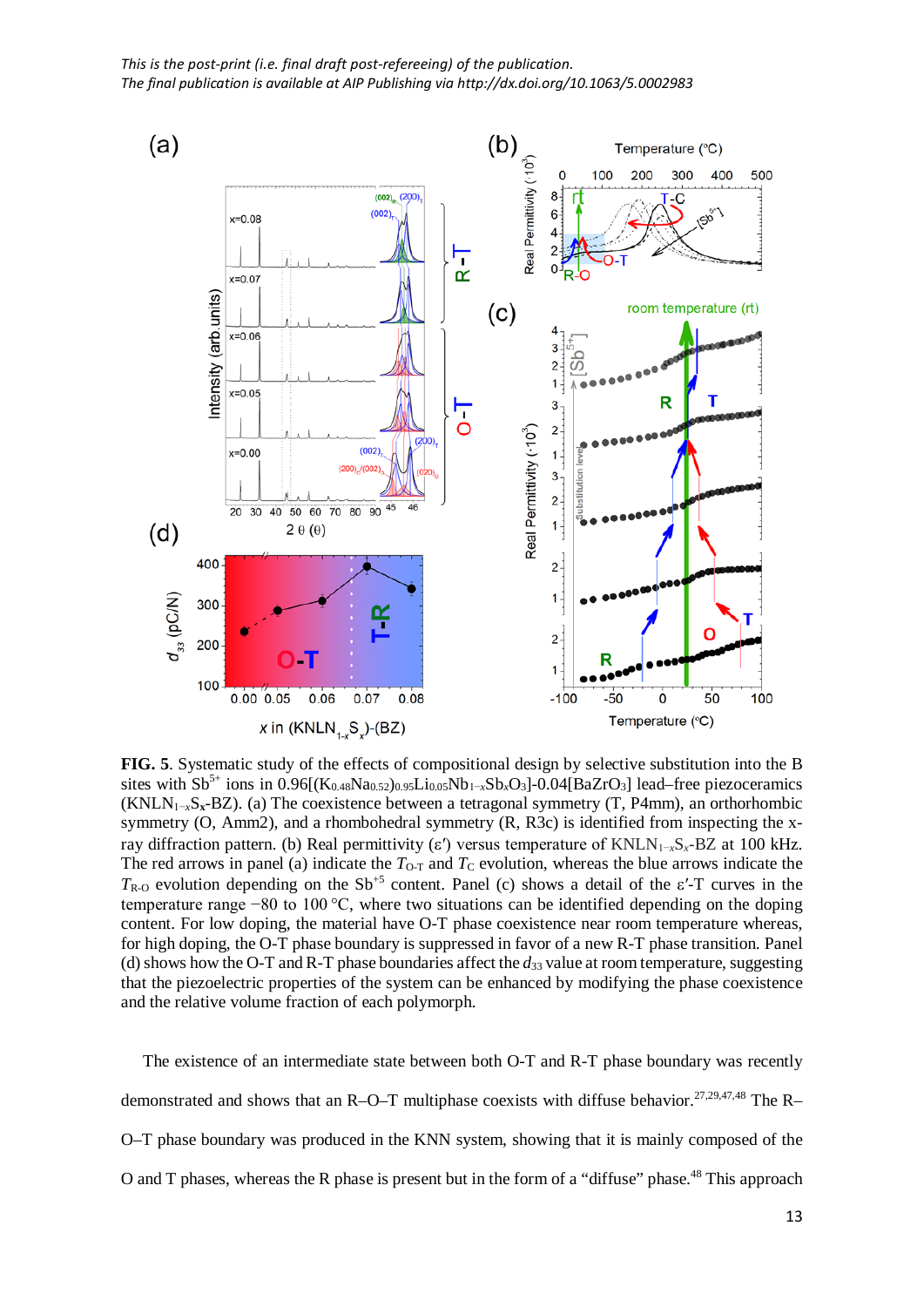This is the post-print (i.e. final draft post-refereeing) of the publication.
The final publication is available at AIP Publishing via http://dx.doi.org/10.1063/5.0002983

**FIG. 5**. Systematic study of the effects of compositional design by selective substitution into the B sites with $Sb^{5+}$ ions in $0.96[(K_{0.48}Na_{0.52})_{0.95}Li_{0.05}Nb_{1-x}Sb_xO_3]$-$0.04[BaZrO_3]$ lead–free piezoceramics ($KNLN_{1-x}S_x$-BZ). (a) The coexistence between a tetragonal symmetry (T, P4mm), an orthorhombic symmetry (O, Amm2), and a rhombohedral symmetry (R, R3c) is identified from inspecting the x-ray diffraction pattern. (b) Real permittivity (ε′) versus temperature of $KNLN_{1-x}S_x$-BZ at 100 kHz. The red arrows in panel (a) indicate the $T_{O\text{-}T}$ and $T_C$ evolution, whereas the blue arrows indicate the $T_{R\text{-}O}$ evolution depending on the $Sb^{+5}$ content. Panel (c) shows a detail of the ε′-T curves in the temperature range −80 to 100 °C, where two situations can be identified depending on the doping content. For low doping, the material have O-T phase coexistence near room temperature whereas, for high doping, the O-T phase boundary is suppressed in favor of a new R-T phase transition. Panel (d) shows how the O-T and R-T phase boundaries affect the $d_{33}$ value at room temperature, suggesting that the piezoelectric properties of the system can be enhanced by modifying the phase coexistence and the relative volume fraction of each polymorph.

The existence of an intermediate state between both O-T and R-T phase boundary was recently demonstrated and shows that an R–O–T multiphase coexists with diffuse behavior.[27,29,47,48] The R–O–T phase boundary was produced in the KNN system, showing that it is mainly composed of the O and T phases, whereas the R phase is present but in the form of a "diffuse" phase.[48] This approach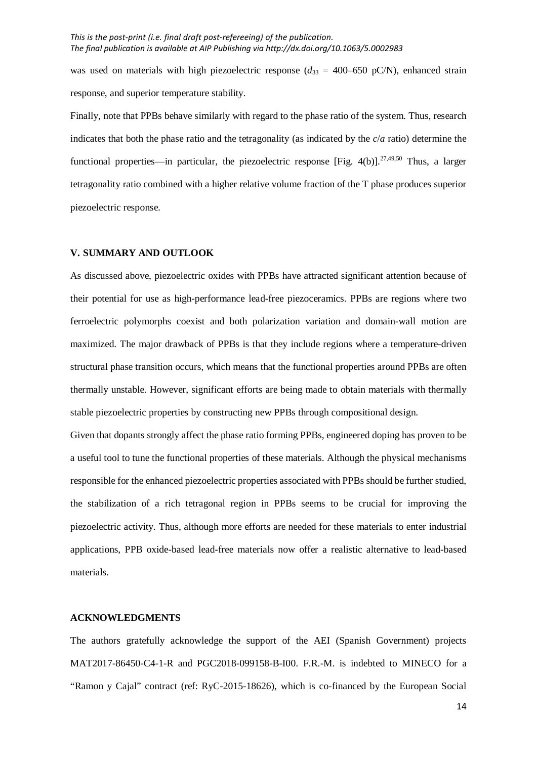was used on materials with high piezoelectric response ($d_{33}$ = 400–650 pC/N), enhanced strain response, and superior temperature stability.

Finally, note that PPBs behave similarly with regard to the phase ratio of the system. Thus, research indicates that both the phase ratio and the tetragonality (as indicated by the $c/a$ ratio) determine the functional properties—in particular, the piezoelectric response [Fig. 4(b)].[27,49,50] Thus, a larger tetragonality ratio combined with a higher relative volume fraction of the T phase produces superior piezoelectric response.

## V. SUMMARY AND OUTLOOK

As discussed above, piezoelectric oxides with PPBs have attracted significant attention because of their potential for use as high-performance lead-free piezoceramics. PPBs are regions where two ferroelectric polymorphs coexist and both polarization variation and domain-wall motion are maximized. The major drawback of PPBs is that they include regions where a temperature-driven structural phase transition occurs, which means that the functional properties around PPBs are often thermally unstable. However, significant efforts are being made to obtain materials with thermally stable piezoelectric properties by constructing new PPBs through compositional design.

Given that dopants strongly affect the phase ratio forming PPBs, engineered doping has proven to be a useful tool to tune the functional properties of these materials. Although the physical mechanisms responsible for the enhanced piezoelectric properties associated with PPBs should be further studied, the stabilization of a rich tetragonal region in PPBs seems to be crucial for improving the piezoelectric activity. Thus, although more efforts are needed for these materials to enter industrial applications, PPB oxide-based lead-free materials now offer a realistic alternative to lead-based materials.

## ACKNOWLEDGMENTS

The authors gratefully acknowledge the support of the AEI (Spanish Government) projects MAT2017-86450-C4-1-R and PGC2018-099158-B-I00. F.R.-M. is indebted to MINECO for a "Ramon y Cajal" contract (ref: RyC-2015-18626), which is co-financed by the European Social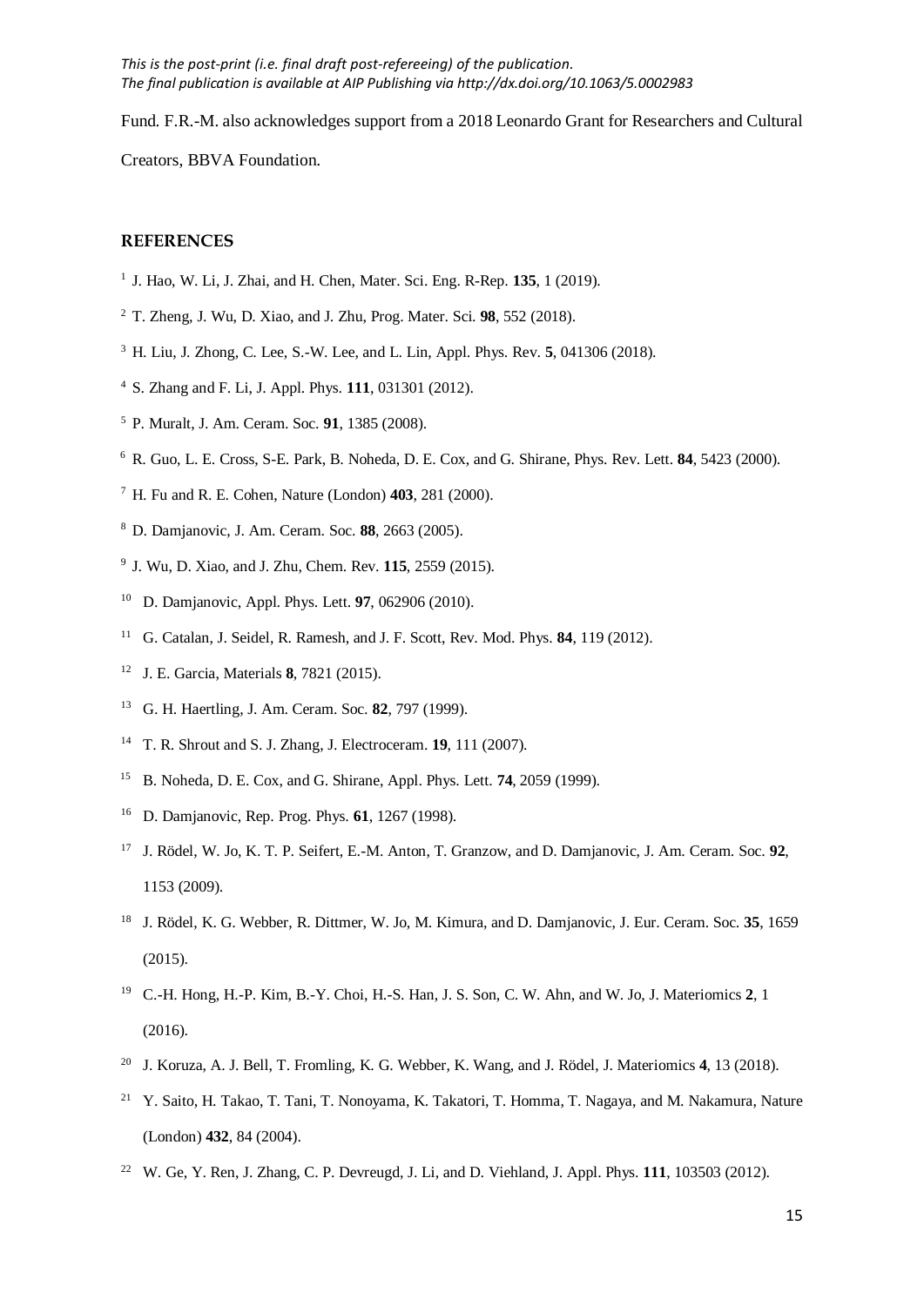Fund. F.R.-M. also acknowledges support from a 2018 Leonardo Grant for Researchers and Cultural Creators, BBVA Foundation.

## REFERENCES

[1] J. Hao, W. Li, J. Zhai, and H. Chen, Mater. Sci. Eng. R-Rep. **135**, 1 (2019).

[2] T. Zheng, J. Wu, D. Xiao, and J. Zhu, Prog. Mater. Sci. **98**, 552 (2018).

[3] H. Liu, J. Zhong, C. Lee, S.-W. Lee, and L. Lin, Appl. Phys. Rev. **5**, 041306 (2018).

[4] S. Zhang and F. Li, J. Appl. Phys. **111**, 031301 (2012).

[5] P. Muralt, J. Am. Ceram. Soc. **91**, 1385 (2008).

[6] R. Guo, L. E. Cross, S-E. Park, B. Noheda, D. E. Cox, and G. Shirane, Phys. Rev. Lett. **84**, 5423 (2000).

[7] H. Fu and R. E. Cohen, Nature (London) **403**, 281 (2000).

[8] D. Damjanovic, J. Am. Ceram. Soc. **88**, 2663 (2005).

[9] J. Wu, D. Xiao, and J. Zhu, Chem. Rev. **115**, 2559 (2015).

[10] D. Damjanovic, Appl. Phys. Lett. **97**, 062906 (2010).

[11] G. Catalan, J. Seidel, R. Ramesh, and J. F. Scott, Rev. Mod. Phys. **84**, 119 (2012).

[12] J. E. Garcia, Materials **8**, 7821 (2015).

[13] G. H. Haertling, J. Am. Ceram. Soc. **82**, 797 (1999).

[14] T. R. Shrout and S. J. Zhang, J. Electroceram. **19**, 111 (2007).

[15] B. Noheda, D. E. Cox, and G. Shirane, Appl. Phys. Lett. **74**, 2059 (1999).

[16] D. Damjanovic, Rep. Prog. Phys. **61**, 1267 (1998).

[17] J. Rödel, W. Jo, K. T. P. Seifert, E.-M. Anton, T. Granzow, and D. Damjanovic, J. Am. Ceram. Soc. **92**, 1153 (2009).

[18] J. Rödel, K. G. Webber, R. Dittmer, W. Jo, M. Kimura, and D. Damjanovic, J. Eur. Ceram. Soc. **35**, 1659 (2015).

[19] C.-H. Hong, H.-P. Kim, B.-Y. Choi, H.-S. Han, J. S. Son, C. W. Ahn, and W. Jo, J. Materiomics **2**, 1 (2016).

[20] J. Koruza, A. J. Bell, T. Fromling, K. G. Webber, K. Wang, and J. Rödel, J. Materiomics **4**, 13 (2018).

[21] Y. Saito, H. Takao, T. Tani, T. Nonoyama, K. Takatori, T. Homma, T. Nagaya, and M. Nakamura, Nature (London) **432**, 84 (2004).

[22] W. Ge, Y. Ren, J. Zhang, C. P. Devreugd, J. Li, and D. Viehland, J. Appl. Phys. **111**, 103503 (2012).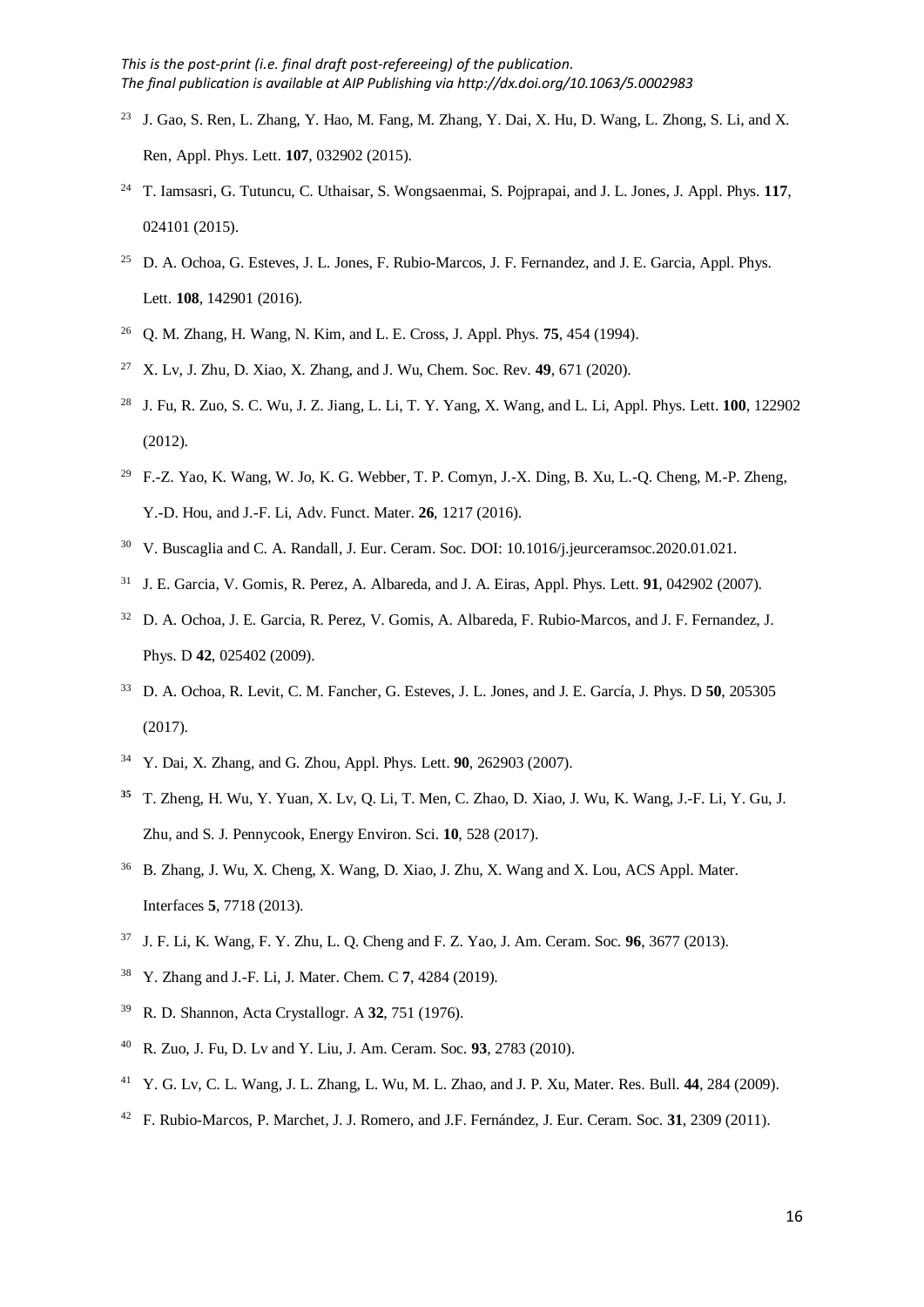[23] J. Gao, S. Ren, L. Zhang, Y. Hao, M. Fang, M. Zhang, Y. Dai, X. Hu, D. Wang, L. Zhong, S. Li, and X. Ren, Appl. Phys. Lett. **107**, 032902 (2015).

[24] T. Iamsasri, G. Tutuncu, C. Uthaisar, S. Wongsaenmai, S. Pojprapai, and J. L. Jones, J. Appl. Phys. **117**, 024101 (2015).

[25] D. A. Ochoa, G. Esteves, J. L. Jones, F. Rubio-Marcos, J. F. Fernandez, and J. E. Garcia, Appl. Phys. Lett. **108**, 142901 (2016).

[26] Q. M. Zhang, H. Wang, N. Kim, and L. E. Cross, J. Appl. Phys. **75**, 454 (1994).

[27] X. Lv, J. Zhu, D. Xiao, X. Zhang, and J. Wu, Chem. Soc. Rev. **49**, 671 (2020).

[28] J. Fu, R. Zuo, S. C. Wu, J. Z. Jiang, L. Li, T. Y. Yang, X. Wang, and L. Li, Appl. Phys. Lett. **100**, 122902 (2012).

[29] F.-Z. Yao, K. Wang, W. Jo, K. G. Webber, T. P. Comyn, J.-X. Ding, B. Xu, L.-Q. Cheng, M.-P. Zheng, Y.-D. Hou, and J.-F. Li, Adv. Funct. Mater. **26**, 1217 (2016).

[30] V. Buscaglia and C. A. Randall, J. Eur. Ceram. Soc. DOI: 10.1016/j.jeurceramsoc.2020.01.021.

[31] J. E. Garcia, V. Gomis, R. Perez, A. Albareda, and J. A. Eiras, Appl. Phys. Lett. **91**, 042902 (2007).

[32] D. A. Ochoa, J. E. Garcia, R. Perez, V. Gomis, A. Albareda, F. Rubio-Marcos, and J. F. Fernandez, J. Phys. D **42**, 025402 (2009).

[33] D. A. Ochoa, R. Levit, C. M. Fancher, G. Esteves, J. L. Jones, and J. E. García, J. Phys. D **50**, 205305 (2017).

[34] Y. Dai, X. Zhang, and G. Zhou, Appl. Phys. Lett. **90**, 262903 (2007).

[35] T. Zheng, H. Wu, Y. Yuan, X. Lv, Q. Li, T. Men, C. Zhao, D. Xiao, J. Wu, K. Wang, J.-F. Li, Y. Gu, J. Zhu, and S. J. Pennycook, Energy Environ. Sci. **10**, 528 (2017).

[36] B. Zhang, J. Wu, X. Cheng, X. Wang, D. Xiao, J. Zhu, X. Wang and X. Lou, ACS Appl. Mater. Interfaces **5**, 7718 (2013).

[37] J. F. Li, K. Wang, F. Y. Zhu, L. Q. Cheng and F. Z. Yao, J. Am. Ceram. Soc. **96**, 3677 (2013).

[38] Y. Zhang and J.-F. Li, J. Mater. Chem. C **7**, 4284 (2019).

[39] R. D. Shannon, Acta Crystallogr. A **32**, 751 (1976).

[40] R. Zuo, J. Fu, D. Lv and Y. Liu, J. Am. Ceram. Soc. **93**, 2783 (2010).

[41] Y. G. Lv, C. L. Wang, J. L. Zhang, L. Wu, M. L. Zhao, and J. P. Xu, Mater. Res. Bull. **44**, 284 (2009).

[42] F. Rubio-Marcos, P. Marchet, J. J. Romero, and J.F. Fernández, J. Eur. Ceram. Soc. **31**, 2309 (2011).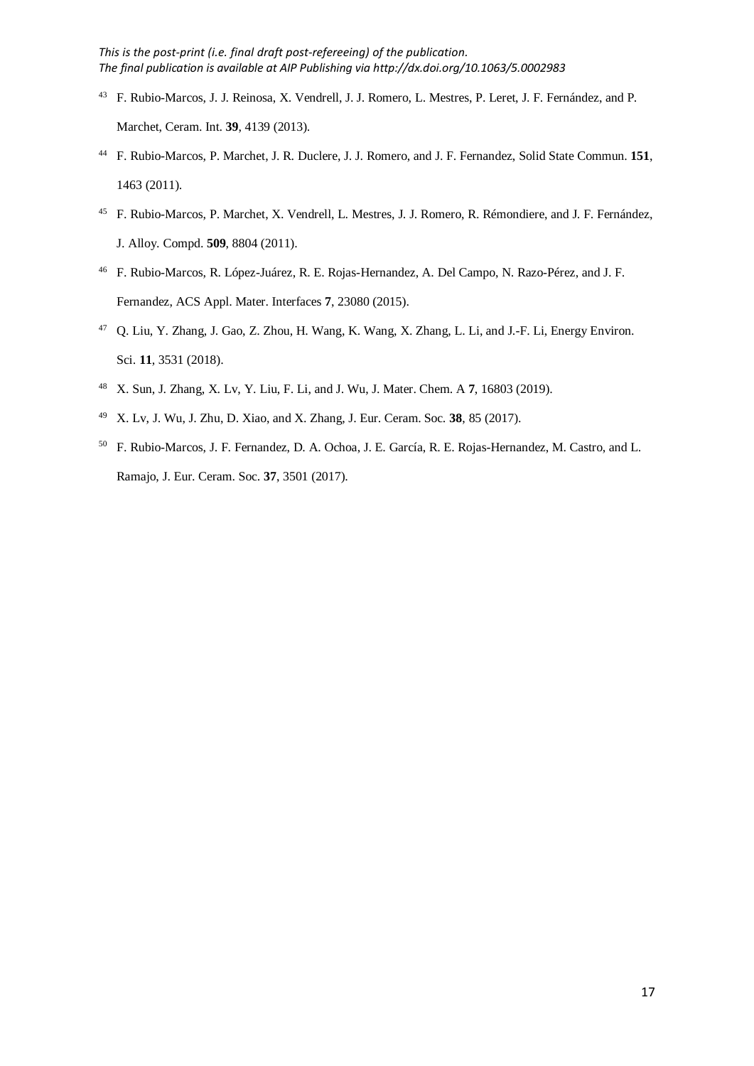[43] F. Rubio-Marcos, J. J. Reinosa, X. Vendrell, J. J. Romero, L. Mestres, P. Leret, J. F. Fernández, and P. Marchet, Ceram. Int. **39**, 4139 (2013).

[44] F. Rubio-Marcos, P. Marchet, J. R. Duclere, J. J. Romero, and J. F. Fernandez, Solid State Commun. **151**, 1463 (2011).

[45] F. Rubio-Marcos, P. Marchet, X. Vendrell, L. Mestres, J. J. Romero, R. Rémondiere, and J. F. Fernández, J. Alloy. Compd. **509**, 8804 (2011).

[46] F. Rubio-Marcos, R. López-Juárez, R. E. Rojas-Hernandez, A. Del Campo, N. Razo-Pérez, and J. F. Fernandez, ACS Appl. Mater. Interfaces **7**, 23080 (2015).

[47] Q. Liu, Y. Zhang, J. Gao, Z. Zhou, H. Wang, K. Wang, X. Zhang, L. Li, and J.-F. Li, Energy Environ. Sci. **11**, 3531 (2018).

[48] X. Sun, J. Zhang, X. Lv, Y. Liu, F. Li, and J. Wu, J. Mater. Chem. A **7**, 16803 (2019).

[49] X. Lv, J. Wu, J. Zhu, D. Xiao, and X. Zhang, J. Eur. Ceram. Soc. **38**, 85 (2017).

[50] F. Rubio-Marcos, J. F. Fernandez, D. A. Ochoa, J. E. García, R. E. Rojas-Hernandez, M. Castro, and L. Ramajo, J. Eur. Ceram. Soc. **37**, 3501 (2017).